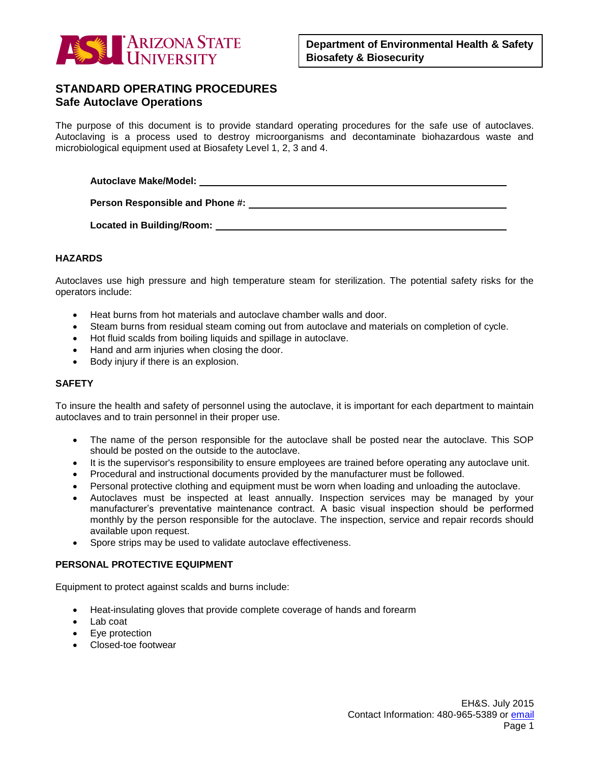**Department of Environmental Health & Safety**
**Biosafety & Biosecurity**

# STANDARD OPERATING PROCEDURES
## Safe Autoclave Operations

The purpose of this document is to provide standard operating procedures for the safe use of autoclaves. Autoclaving is a process used to destroy microorganisms and decontaminate biohazardous waste and microbiological equipment used at Biosafety Level 1, 2, 3 and 4.

**Autoclave Make/Model:** ____________________________________________

**Person Responsible and Phone #:** ____________________________________

**Located in Building/Room:** _________________________________________

### HAZARDS

Autoclaves use high pressure and high temperature steam for sterilization. The potential safety risks for the operators include:

- Heat burns from hot materials and autoclave chamber walls and door.
- Steam burns from residual steam coming out from autoclave and materials on completion of cycle.
- Hot fluid scalds from boiling liquids and spillage in autoclave.
- Hand and arm injuries when closing the door.
- Body injury if there is an explosion.

### SAFETY

To insure the health and safety of personnel using the autoclave, it is important for each department to maintain autoclaves and to train personnel in their proper use.

- The name of the person responsible for the autoclave shall be posted near the autoclave. This SOP should be posted on the outside to the autoclave.
- It is the supervisor's responsibility to ensure employees are trained before operating any autoclave unit.
- Procedural and instructional documents provided by the manufacturer must be followed.
- Personal protective clothing and equipment must be worn when loading and unloading the autoclave.
- Autoclaves must be inspected at least annually. Inspection services may be managed by your manufacturer's preventative maintenance contract. A basic visual inspection should be performed monthly by the person responsible for the autoclave. The inspection, service and repair records should available upon request.
- Spore strips may be used to validate autoclave effectiveness.

### PERSONAL PROTECTIVE EQUIPMENT

Equipment to protect against scalds and burns include:

- Heat-insulating gloves that provide complete coverage of hands and forearm
- Lab coat
- Eye protection
- Closed-toe footwear

EH&S. July 2015
Contact Information: 480-965-5389 or email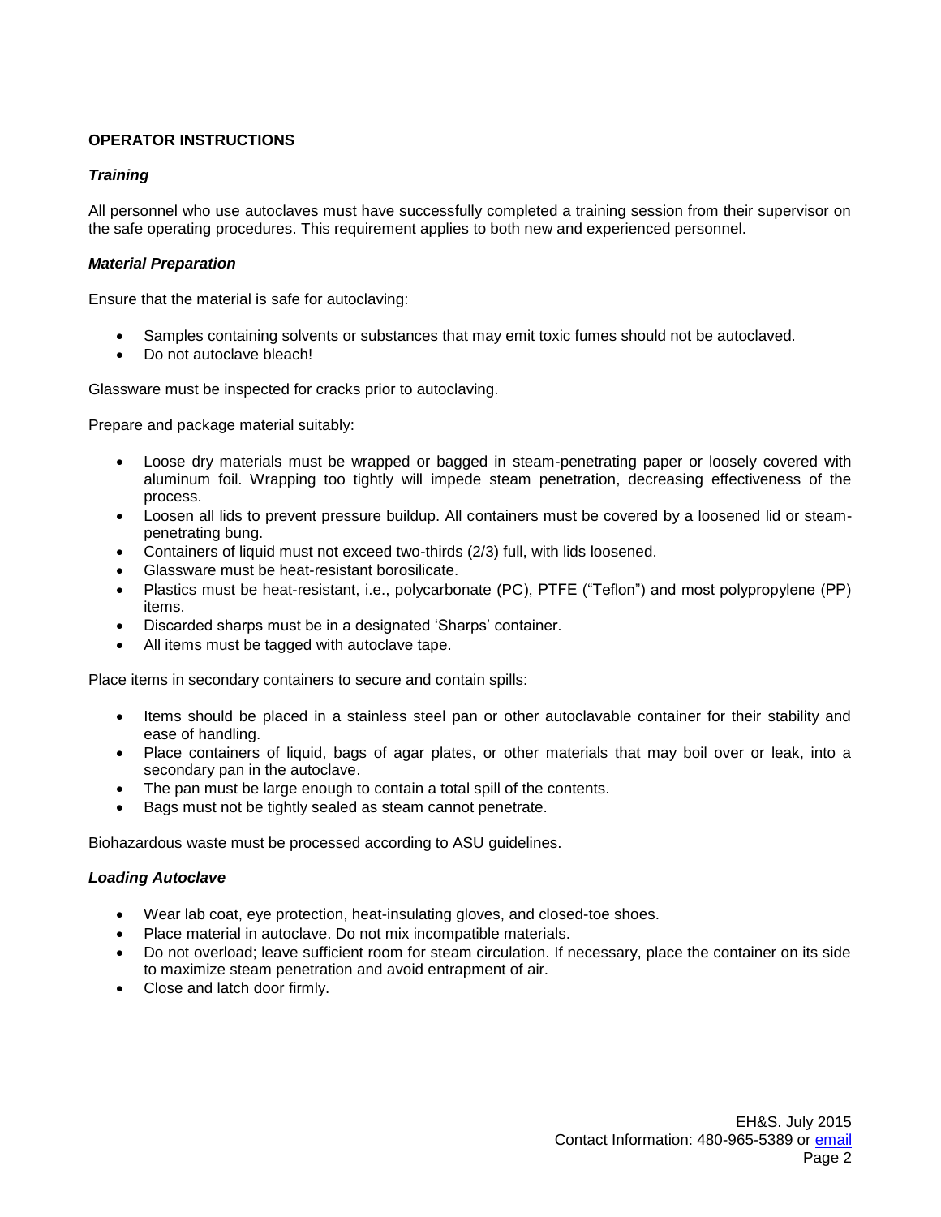## OPERATOR INSTRUCTIONS

### *Training*

All personnel who use autoclaves must have successfully completed a training session from their supervisor on the safe operating procedures. This requirement applies to both new and experienced personnel.

### *Material Preparation*

Ensure that the material is safe for autoclaving:

- Samples containing solvents or substances that may emit toxic fumes should not be autoclaved.
- Do not autoclave bleach!

Glassware must be inspected for cracks prior to autoclaving.

Prepare and package material suitably:

- Loose dry materials must be wrapped or bagged in steam-penetrating paper or loosely covered with aluminum foil. Wrapping too tightly will impede steam penetration, decreasing effectiveness of the process.
- Loosen all lids to prevent pressure buildup. All containers must be covered by a loosened lid or steam-penetrating bung.
- Containers of liquid must not exceed two-thirds (2/3) full, with lids loosened.
- Glassware must be heat-resistant borosilicate.
- Plastics must be heat-resistant, i.e., polycarbonate (PC), PTFE ("Teflon") and most polypropylene (PP) items.
- Discarded sharps must be in a designated 'Sharps' container.
- All items must be tagged with autoclave tape.

Place items in secondary containers to secure and contain spills:

- Items should be placed in a stainless steel pan or other autoclavable container for their stability and ease of handling.
- Place containers of liquid, bags of agar plates, or other materials that may boil over or leak, into a secondary pan in the autoclave.
- The pan must be large enough to contain a total spill of the contents.
- Bags must not be tightly sealed as steam cannot penetrate.

Biohazardous waste must be processed according to ASU guidelines.

### *Loading Autoclave*

- Wear lab coat, eye protection, heat-insulating gloves, and closed-toe shoes.
- Place material in autoclave. Do not mix incompatible materials.
- Do not overload; leave sufficient room for steam circulation. If necessary, place the container on its side to maximize steam penetration and avoid entrapment of air.
- Close and latch door firmly.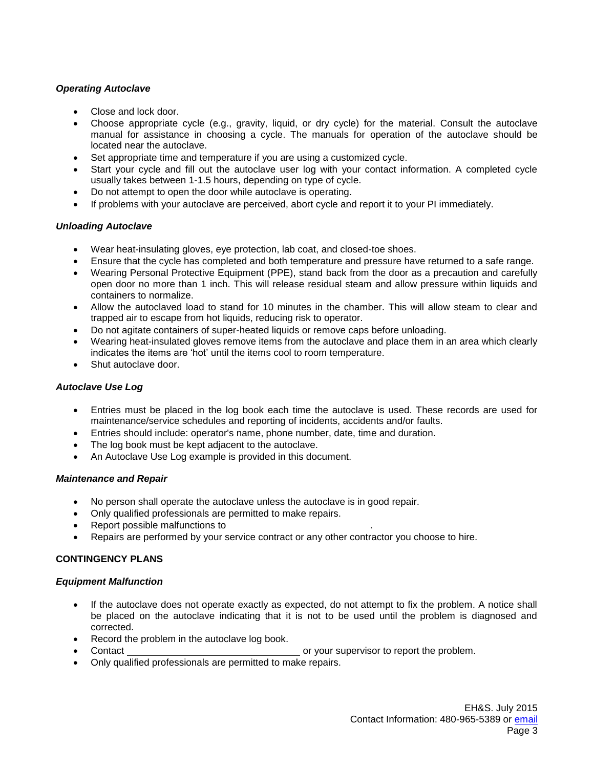### *Operating Autoclave*

- Close and lock door.
- Choose appropriate cycle (e.g., gravity, liquid, or dry cycle) for the material. Consult the autoclave manual for assistance in choosing a cycle. The manuals for operation of the autoclave should be located near the autoclave.
- Set appropriate time and temperature if you are using a customized cycle.
- Start your cycle and fill out the autoclave user log with your contact information. A completed cycle usually takes between 1-1.5 hours, depending on type of cycle.
- Do not attempt to open the door while autoclave is operating.
- If problems with your autoclave are perceived, abort cycle and report it to your PI immediately.

### *Unloading Autoclave*

- Wear heat-insulating gloves, eye protection, lab coat, and closed-toe shoes.
- Ensure that the cycle has completed and both temperature and pressure have returned to a safe range.
- Wearing Personal Protective Equipment (PPE), stand back from the door as a precaution and carefully open door no more than 1 inch. This will release residual steam and allow pressure within liquids and containers to normalize.
- Allow the autoclaved load to stand for 10 minutes in the chamber. This will allow steam to clear and trapped air to escape from hot liquids, reducing risk to operator.
- Do not agitate containers of super-heated liquids or remove caps before unloading.
- Wearing heat-insulated gloves remove items from the autoclave and place them in an area which clearly indicates the items are 'hot' until the items cool to room temperature.
- Shut autoclave door.

### *Autoclave Use Log*

- Entries must be placed in the log book each time the autoclave is used. These records are used for maintenance/service schedules and reporting of incidents, accidents and/or faults.
- Entries should include: operator's name, phone number, date, time and duration.
- The log book must be kept adjacent to the autoclave.
- An Autoclave Use Log example is provided in this document.

### *Maintenance and Repair*

- No person shall operate the autoclave unless the autoclave is in good repair.
- Only qualified professionals are permitted to make repairs.
- Report possible malfunctions to .
- Repairs are performed by your service contract or any other contractor you choose to hire.

## CONTINGENCY PLANS

### *Equipment Malfunction*

- If the autoclave does not operate exactly as expected, do not attempt to fix the problem. A notice shall be placed on the autoclave indicating that it is not to be used until the problem is diagnosed and corrected.
- Record the problem in the autoclave log book.
- Contact ______________________________ or your supervisor to report the problem.
- Only qualified professionals are permitted to make repairs.

EH&S. July 2015
Contact Information: 480-965-5389 or email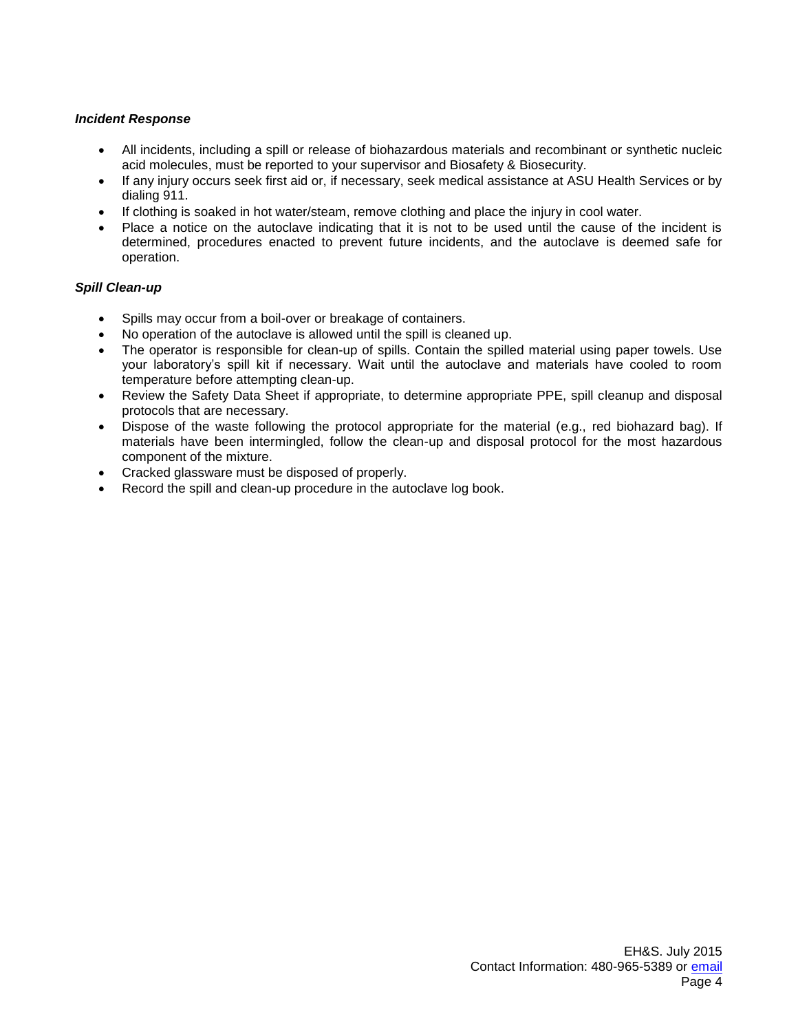***Incident Response***

- All incidents, including a spill or release of biohazardous materials and recombinant or synthetic nucleic acid molecules, must be reported to your supervisor and Biosafety & Biosecurity.
- If any injury occurs seek first aid or, if necessary, seek medical assistance at ASU Health Services or by dialing 911.
- If clothing is soaked in hot water/steam, remove clothing and place the injury in cool water.
- Place a notice on the autoclave indicating that it is not to be used until the cause of the incident is determined, procedures enacted to prevent future incidents, and the autoclave is deemed safe for operation.

***Spill Clean-up***

- Spills may occur from a boil-over or breakage of containers.
- No operation of the autoclave is allowed until the spill is cleaned up.
- The operator is responsible for clean-up of spills. Contain the spilled material using paper towels. Use your laboratory's spill kit if necessary. Wait until the autoclave and materials have cooled to room temperature before attempting clean-up.
- Review the Safety Data Sheet if appropriate, to determine appropriate PPE, spill cleanup and disposal protocols that are necessary.
- Dispose of the waste following the protocol appropriate for the material (e.g., red biohazard bag). If materials have been intermingled, follow the clean-up and disposal protocol for the most hazardous component of the mixture.
- Cracked glassware must be disposed of properly.
- Record the spill and clean-up procedure in the autoclave log book.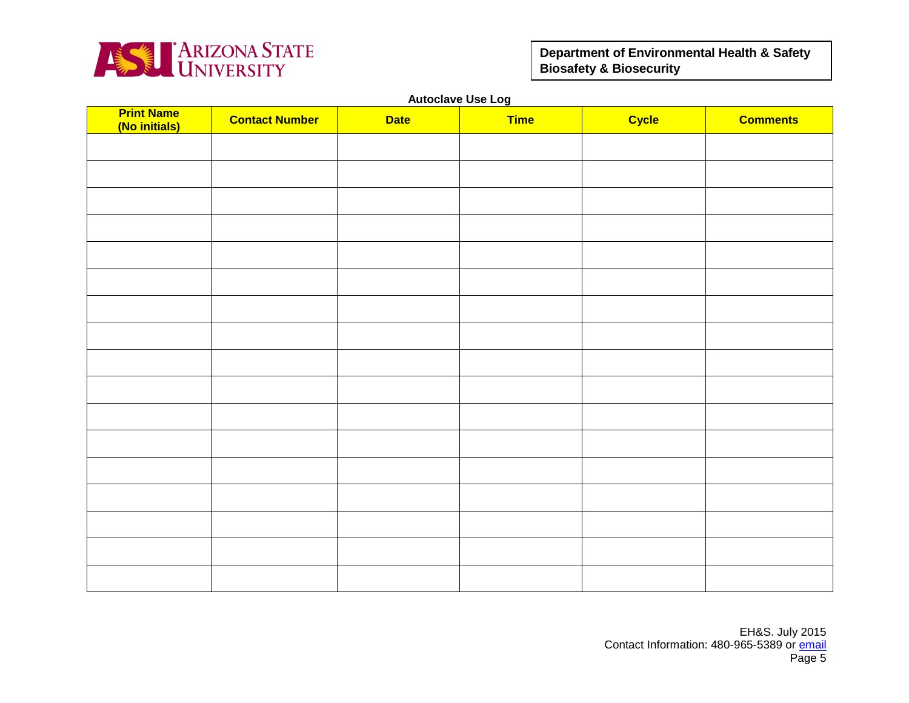Department of Environmental Health & Safety
Biosafety & Biosecurity

**Autoclave Use Log**

| Print Name (No initials) | Contact Number | Date | Time | Cycle | Comments |
|---|---|---|---|---|---|
| | | | | | |
| | | | | | |
| | | | | | |
| | | | | | |
| | | | | | |
| | | | | | |
| | | | | | |
| | | | | | |
| | | | | | |
| | | | | | |
| | | | | | |
| | | | | | |
| | | | | | |
| | | | | | |
| | | | | | |
| | | | | | |
| | | | | | |

EH&S. July 2015
Contact Information: 480-965-5389 or email